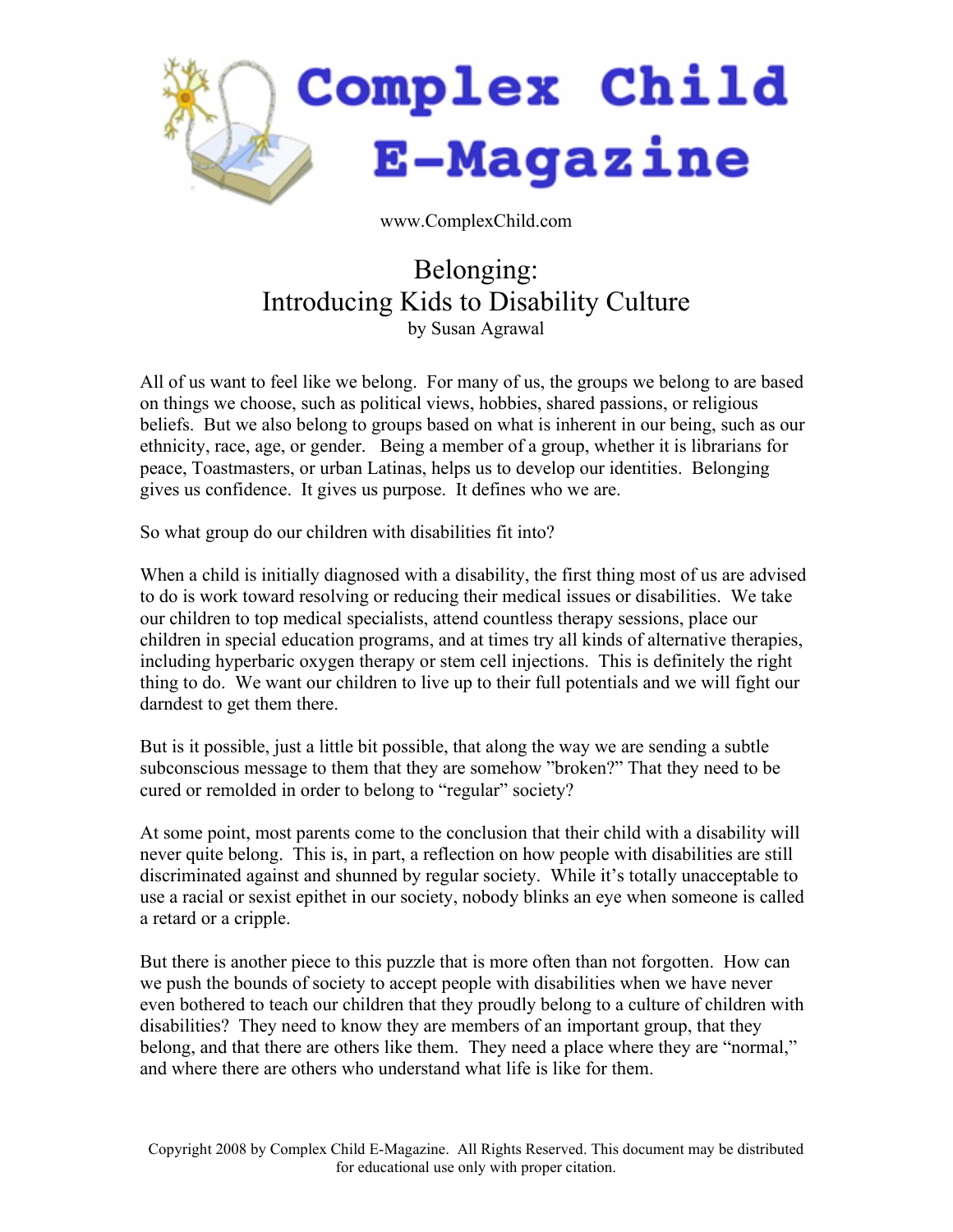# Complex Child E-Magazine

www.ComplexChild.com

## Belonging: Introducing Kids to Disability Culture

by Susan Agrawal

All of us want to feel like we belong. For many of us, the groups we belong to are based on things we choose, such as political views, hobbies, shared passions, or religious beliefs. But we also belong to groups based on what is inherent in our being, such as our ethnicity, race, age, or gender. Being a member of a group, whether it is librarians for peace, Toastmasters, or urban Latinas, helps us to develop our identities. Belonging gives us confidence. It gives us purpose. It defines who we are.

So what group do our children with disabilities fit into?

When a child is initially diagnosed with a disability, the first thing most of us are advised to do is work toward resolving or reducing their medical issues or disabilities. We take our children to top medical specialists, attend countless therapy sessions, place our children in special education programs, and at times try all kinds of alternative therapies, including hyperbaric oxygen therapy or stem cell injections. This is definitely the right thing to do. We want our children to live up to their full potentials and we will fight our darndest to get them there.

But is it possible, just a little bit possible, that along the way we are sending a subtle subconscious message to them that they are somehow "broken?" That they need to be cured or remolded in order to belong to "regular" society?

At some point, most parents come to the conclusion that their child with a disability will never quite belong. This is, in part, a reflection on how people with disabilities are still discriminated against and shunned by regular society. While it's totally unacceptable to use a racial or sexist epithet in our society, nobody blinks an eye when someone is called a retard or a cripple.

But there is another piece to this puzzle that is more often than not forgotten. How can we push the bounds of society to accept people with disabilities when we have never even bothered to teach our children that they proudly belong to a culture of children with disabilities? They need to know they are members of an important group, that they belong, and that there are others like them. They need a place where they are "normal," and where there are others who understand what life is like for them.

Copyright 2008 by Complex Child E-Magazine. All Rights Reserved. This document may be distributed for educational use only with proper citation.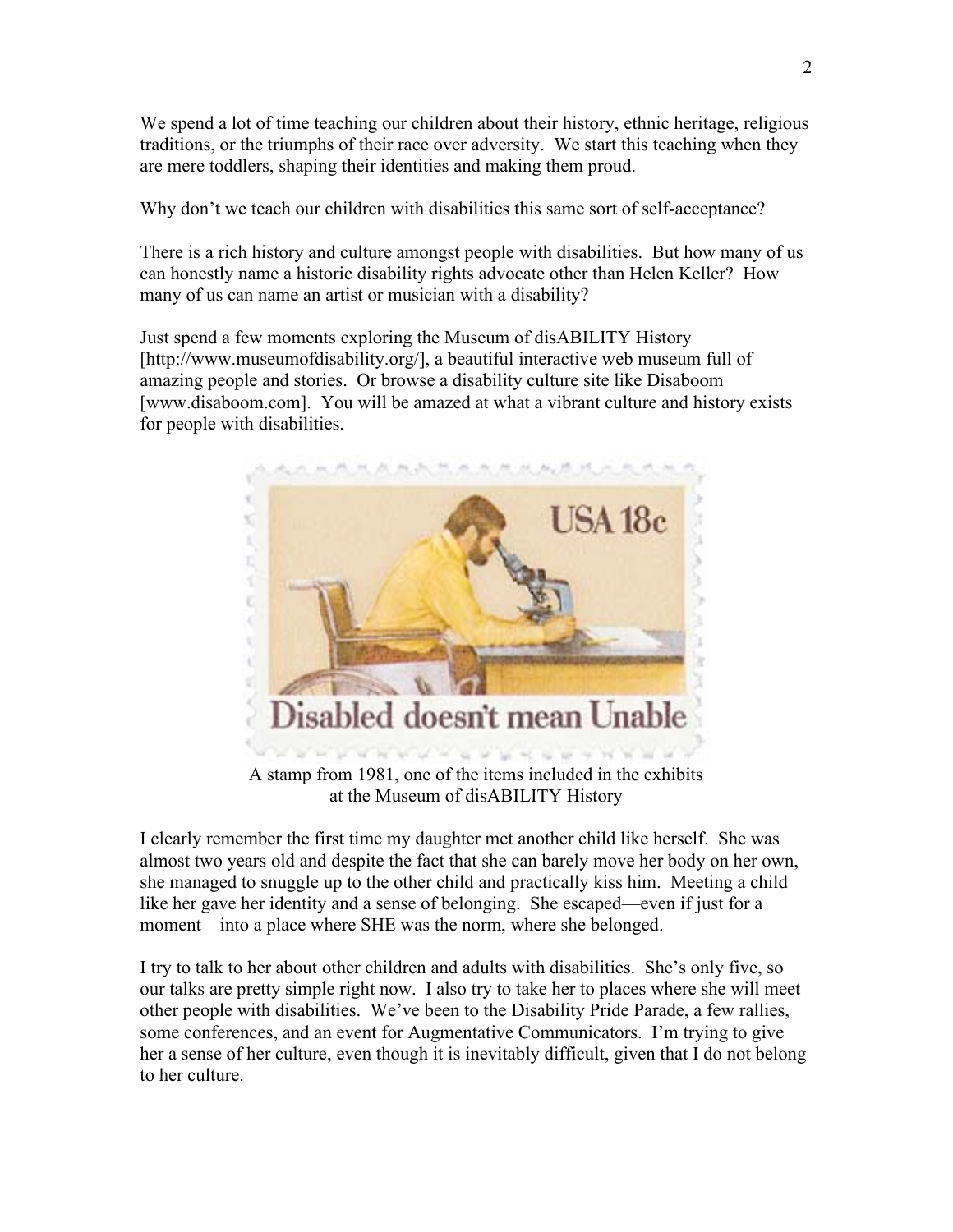We spend a lot of time teaching our children about their history, ethnic heritage, religious traditions, or the triumphs of their race over adversity. We start this teaching when they are mere toddlers, shaping their identities and making them proud.

Why don't we teach our children with disabilities this same sort of self-acceptance?

There is a rich history and culture amongst people with disabilities. But how many of us can honestly name a historic disability rights advocate other than Helen Keller? How many of us can name an artist or musician with a disability?

Just spend a few moments exploring the Museum of disABILITY History [http://www.museumofdisability.org/], a beautiful interactive web museum full of amazing people and stories. Or browse a disability culture site like Disaboom [www.disaboom.com]. You will be amazed at what a vibrant culture and history exists for people with disabilities.

A stamp from 1981, one of the items included in the exhibits at the Museum of disABILITY History

I clearly remember the first time my daughter met another child like herself. She was almost two years old and despite the fact that she can barely move her body on her own, she managed to snuggle up to the other child and practically kiss him. Meeting a child like her gave her identity and a sense of belonging. She escaped—even if just for a moment—into a place where SHE was the norm, where she belonged.

I try to talk to her about other children and adults with disabilities. She's only five, so our talks are pretty simple right now. I also try to take her to places where she will meet other people with disabilities. We've been to the Disability Pride Parade, a few rallies, some conferences, and an event for Augmentative Communicators. I'm trying to give her a sense of her culture, even though it is inevitably difficult, given that I do not belong to her culture.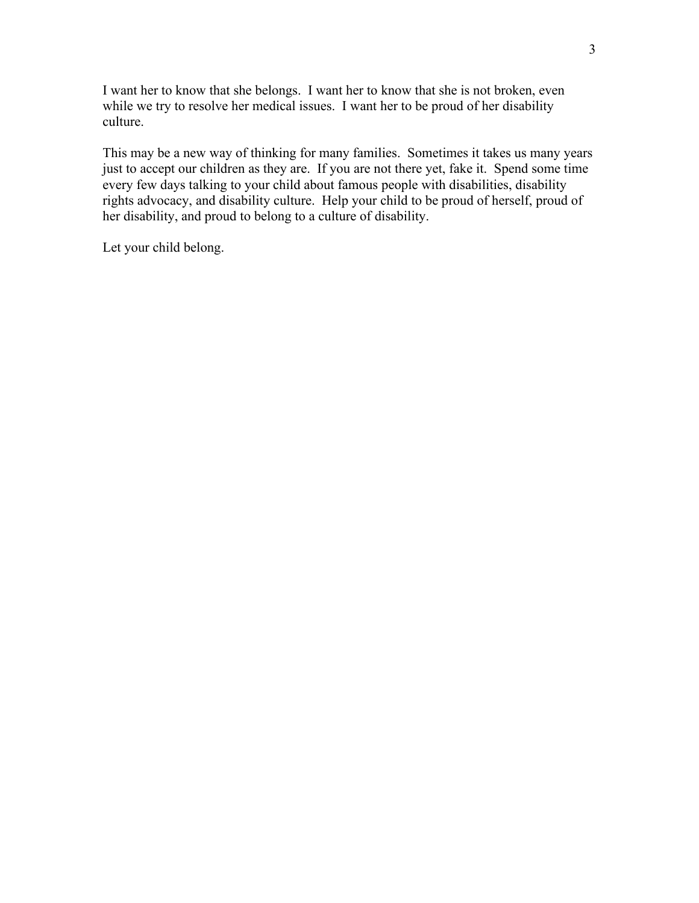I want her to know that she belongs. I want her to know that she is not broken, even while we try to resolve her medical issues. I want her to be proud of her disability culture.

This may be a new way of thinking for many families. Sometimes it takes us many years just to accept our children as they are. If you are not there yet, fake it. Spend some time every few days talking to your child about famous people with disabilities, disability rights advocacy, and disability culture. Help your child to be proud of herself, proud of her disability, and proud to belong to a culture of disability.

Let your child belong.